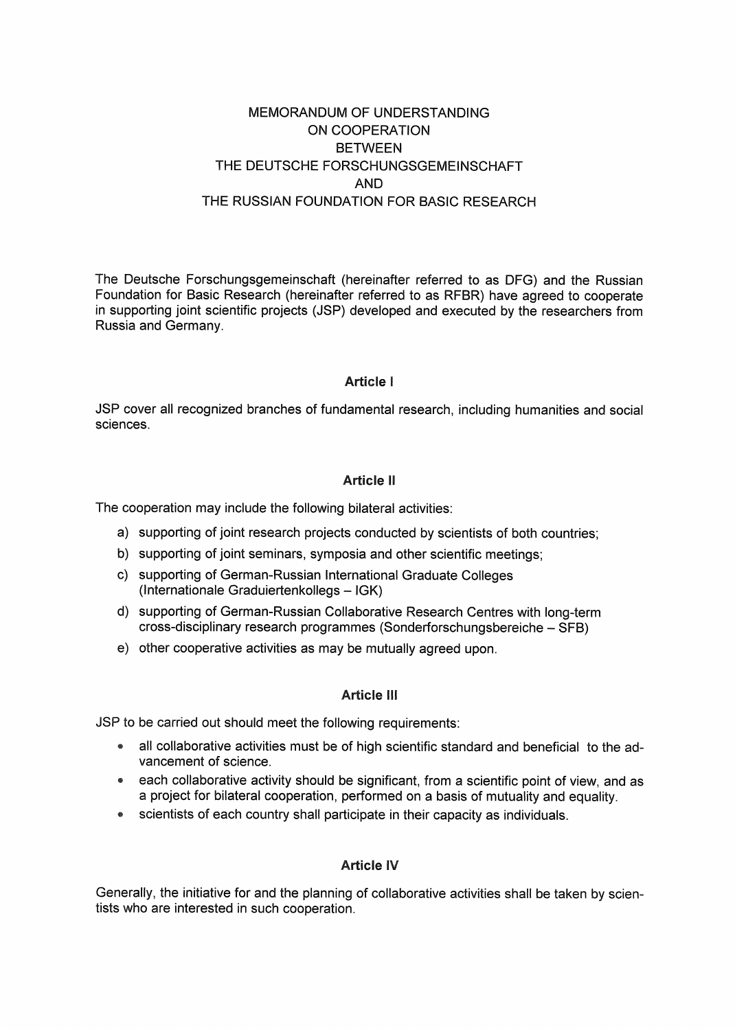# MEMORANDUM OF UNDERSTANDING ON COOPERATION BETWEEN THE DEUTSCHE FORSCHUNGSGEMEINSCHAFT AND THE RUSSIAN FOUNDATION FOR BASIC RESEARCH

The Deutsche Forschungsgemeinschaft (hereinafter referred to as DFG) and the Russian Foundation for Basic Research (hereinafter referred to as RFBR) have agreed to cooperate in supporting joint scientific projects (JSP) developed and executed by the researchers from Russia and Germany.

### Article I

JSP cover all recognized branches of fundamental research, including humanities and social sciences.

### Article II

The cooperation may include the following bilateral activities:

a) supporting of joint research projects conducted by scientists of both countries;
b) supporting of joint seminars, symposia and other scientific meetings;
c) supporting of German-Russian International Graduate Colleges (Internationale Graduiertenkollegs – IGK)
d) supporting of German-Russian Collaborative Research Centres with long-term cross-disciplinary research programmes (Sonderforschungsbereiche – SFB)
e) other cooperative activities as may be mutually agreed upon.

### Article III

JSP to be carried out should meet the following requirements:

- all collaborative activities must be of high scientific standard and beneficial to the advancement of science.
- each collaborative activity should be significant, from a scientific point of view, and as a project for bilateral cooperation, performed on a basis of mutuality and equality.
- scientists of each country shall participate in their capacity as individuals.

### Article IV

Generally, the initiative for and the planning of collaborative activities shall be taken by scientists who are interested in such cooperation.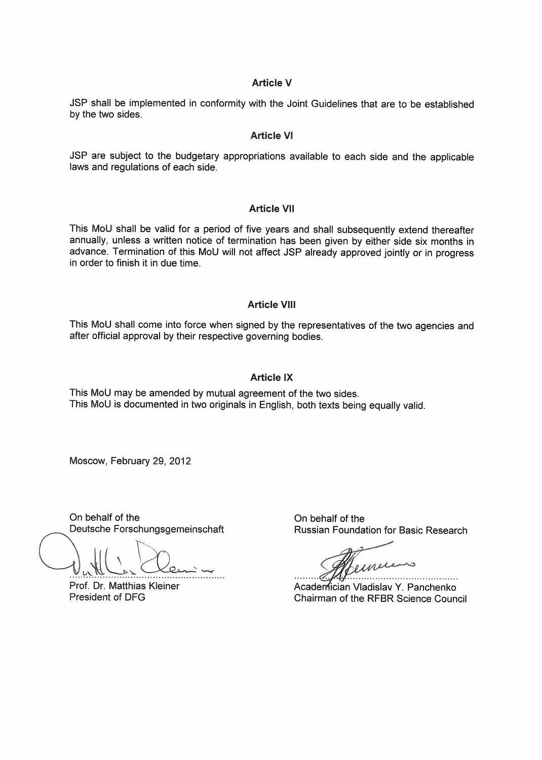## Article V

JSP shall be implemented in conformity with the Joint Guidelines that are to be established by the two sides.

## Article VI

JSP are subject to the budgetary appropriations available to each side and the applicable laws and regulations of each side.

## Article VII

This MoU shall be valid for a period of five years and shall subsequently extend thereafter annually, unless a written notice of termination has been given by either side six months in advance. Termination of this MoU will not affect JSP already approved jointly or in progress in order to finish it in due time.

## Article VIII

This MoU shall come into force when signed by the representatives of the two agencies and after official approval by their respective governing bodies.

## Article IX

This MoU may be amended by mutual agreement of the two sides.
This MoU is documented in two originals in English, both texts being equally valid.

Moscow, February 29, 2012

On behalf of the
Deutsche Forschungsgemeinschaft

..................................................

Prof. Dr. Matthias Kleiner
President of DFG

On behalf of the
Russian Foundation for Basic Research

..................................................

Academician Vladislav Y. Panchenko
Chairman of the RFBR Science Council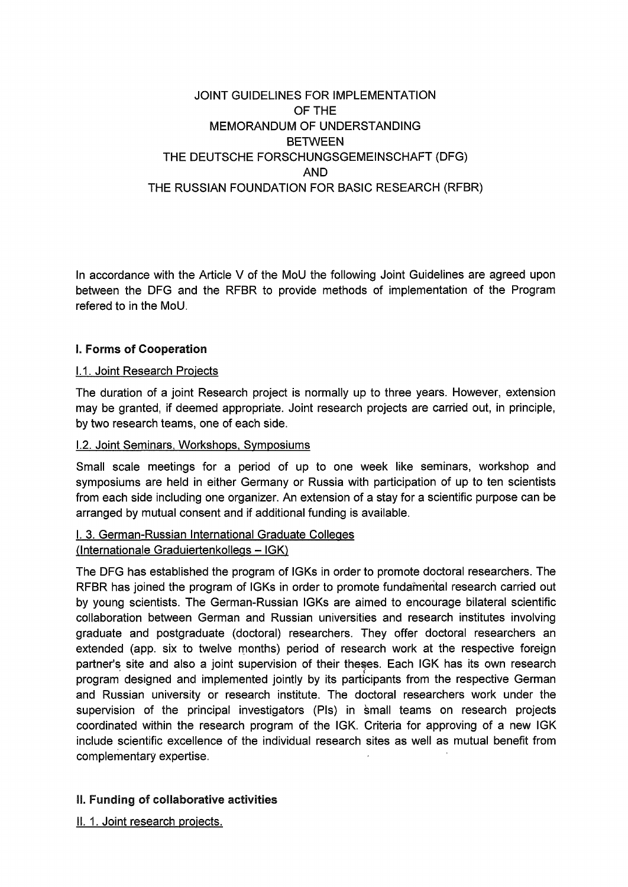JOINT GUIDELINES FOR IMPLEMENTATION
OF THE
MEMORANDUM OF UNDERSTANDING
BETWEEN
THE DEUTSCHE FORSCHUNGSGEMEINSCHAFT (DFG)
AND
THE RUSSIAN FOUNDATION FOR BASIC RESEARCH (RFBR)

In accordance with the Article V of the MoU the following Joint Guidelines are agreed upon between the DFG and the RFBR to provide methods of implementation of the Program refered to in the MoU.

## I. Forms of Cooperation

### I.1. Joint Research Projects

The duration of a joint Research project is normally up to three years. However, extension may be granted, if deemed appropriate. Joint research projects are carried out, in principle, by two research teams, one of each side.

### I.2. Joint Seminars, Workshops, Symposiums

Small scale meetings for a period of up to one week like seminars, workshop and symposiums are held in either Germany or Russia with participation of up to ten scientists from each side including one organizer. An extension of a stay for a scientific purpose can be arranged by mutual consent and if additional funding is available.

### I. 3. German-Russian International Graduate Colleges (Internationale Graduiertenkollegs – IGK)

The DFG has established the program of IGKs in order to promote doctoral researchers. The RFBR has joined the program of IGKs in order to promote fundamental research carried out by young scientists. The German-Russian IGKs are aimed to encourage bilateral scientific collaboration between German and Russian universities and research institutes involving graduate and postgraduate (doctoral) researchers. They offer doctoral researchers an extended (app. six to twelve months) period of research work at the respective foreign partner's site and also a joint supervision of their theses. Each IGK has its own research program designed and implemented jointly by its participants from the respective German and Russian university or research institute. The doctoral researchers work under the supervision of the principal investigators (PIs) in small teams on research projects coordinated within the research program of the IGK. Criteria for approving of a new IGK include scientific excellence of the individual research sites as well as mutual benefit from complementary expertise.

## II. Funding of collaborative activities

### II. 1. Joint research projects.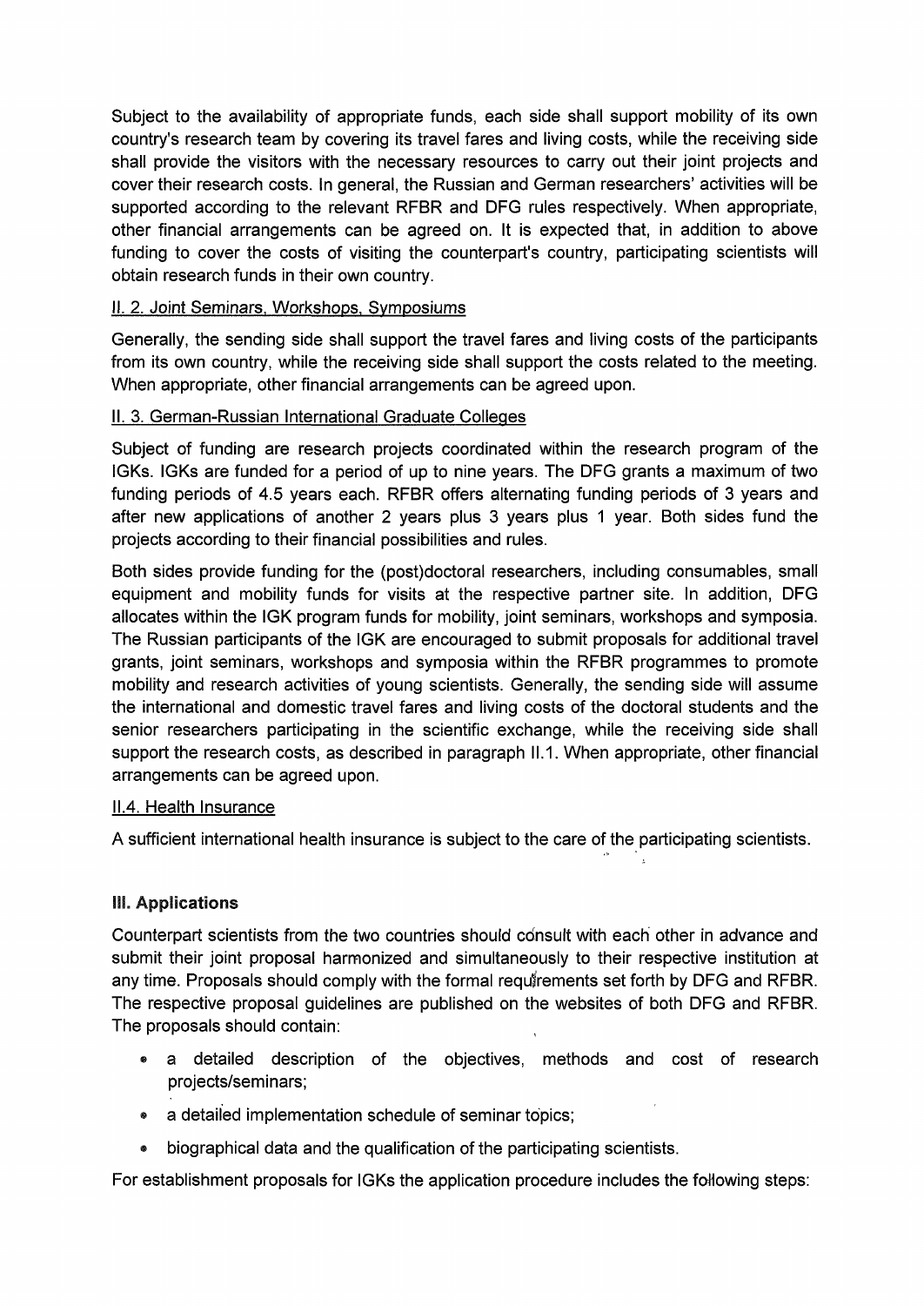Subject to the availability of appropriate funds, each side shall support mobility of its own country's research team by covering its travel fares and living costs, while the receiving side shall provide the visitors with the necessary resources to carry out their joint projects and cover their research costs. In general, the Russian and German researchers' activities will be supported according to the relevant RFBR and DFG rules respectively. When appropriate, other financial arrangements can be agreed on. It is expected that, in addition to above funding to cover the costs of visiting the counterpart's country, participating scientists will obtain research funds in their own country.

II. 2. Joint Seminars, Workshops, Symposiums

Generally, the sending side shall support the travel fares and living costs of the participants from its own country, while the receiving side shall support the costs related to the meeting. When appropriate, other financial arrangements can be agreed upon.

II. 3. German-Russian International Graduate Colleges

Subject of funding are research projects coordinated within the research program of the IGKs. IGKs are funded for a period of up to nine years. The DFG grants a maximum of two funding periods of 4.5 years each. RFBR offers alternating funding periods of 3 years and after new applications of another 2 years plus 3 years plus 1 year. Both sides fund the projects according to their financial possibilities and rules.

Both sides provide funding for the (post)doctoral researchers, including consumables, small equipment and mobility funds for visits at the respective partner site. In addition, DFG allocates within the IGK program funds for mobility, joint seminars, workshops and symposia. The Russian participants of the IGK are encouraged to submit proposals for additional travel grants, joint seminars, workshops and symposia within the RFBR programmes to promote mobility and research activities of young scientists. Generally, the sending side will assume the international and domestic travel fares and living costs of the doctoral students and the senior researchers participating in the scientific exchange, while the receiving side shall support the research costs, as described in paragraph II.1. When appropriate, other financial arrangements can be agreed upon.

II.4. Health Insurance

A sufficient international health insurance is subject to the care of the participating scientists.

## III. Applications

Counterpart scientists from the two countries should consult with each other in advance and submit their joint proposal harmonized and simultaneously to their respective institution at any time. Proposals should comply with the formal requirements set forth by DFG and RFBR. The respective proposal guidelines are published on the websites of both DFG and RFBR. The proposals should contain:

- a detailed description of the objectives, methods and cost of research projects/seminars;
- a detailed implementation schedule of seminar topics;
- biographical data and the qualification of the participating scientists.

For establishment proposals for IGKs the application procedure includes the following steps: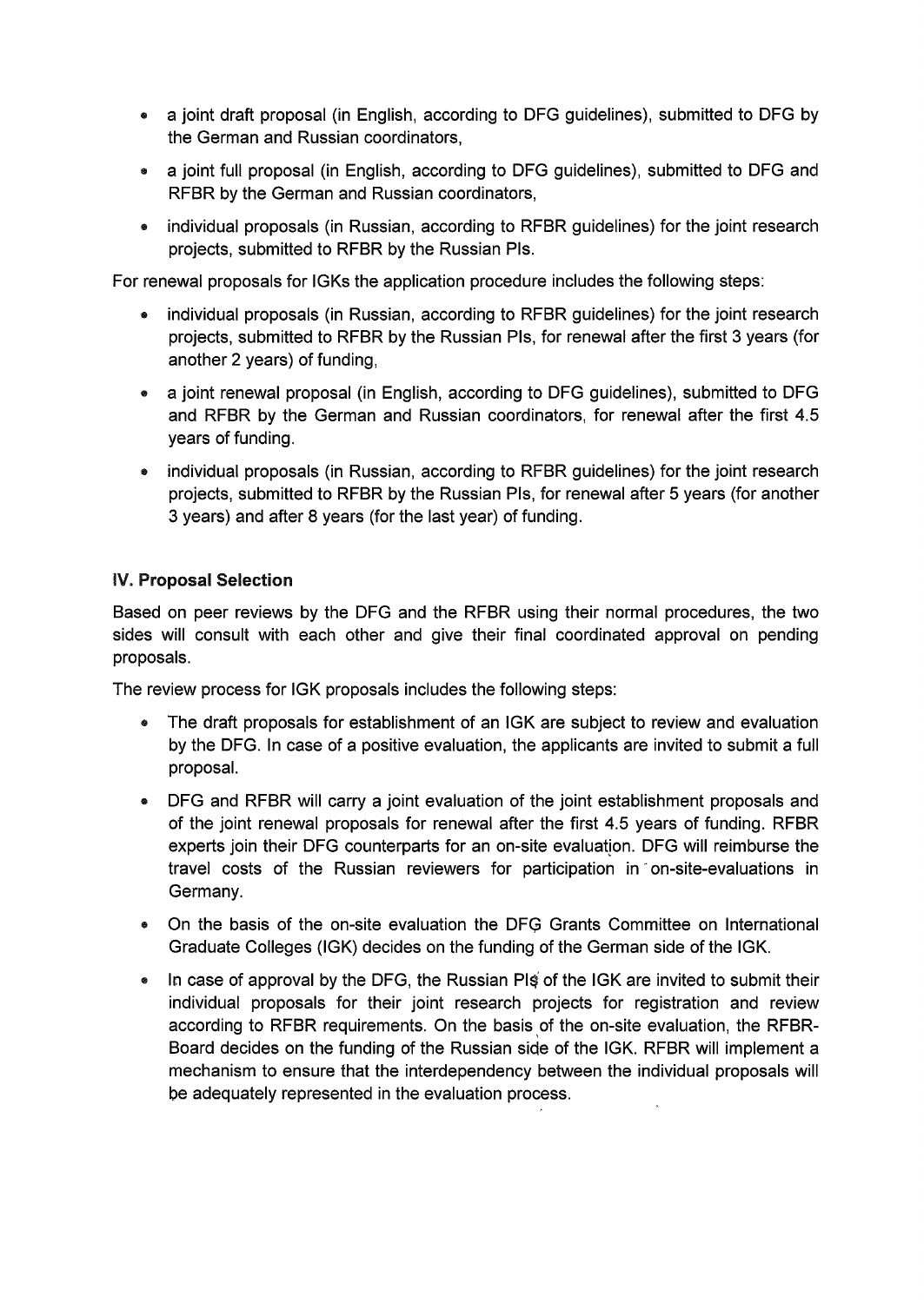- a joint draft proposal (in English, according to DFG guidelines), submitted to DFG by the German and Russian coordinators,
- a joint full proposal (in English, according to DFG guidelines), submitted to DFG and RFBR by the German and Russian coordinators,
- individual proposals (in Russian, according to RFBR guidelines) for the joint research projects, submitted to RFBR by the Russian PIs.

For renewal proposals for IGKs the application procedure includes the following steps:

- individual proposals (in Russian, according to RFBR guidelines) for the joint research projects, submitted to RFBR by the Russian PIs, for renewal after the first 3 years (for another 2 years) of funding,
- a joint renewal proposal (in English, according to DFG guidelines), submitted to DFG and RFBR by the German and Russian coordinators, for renewal after the first 4.5 years of funding.
- individual proposals (in Russian, according to RFBR guidelines) for the joint research projects, submitted to RFBR by the Russian PIs, for renewal after 5 years (for another 3 years) and after 8 years (for the last year) of funding.

## IV. Proposal Selection

Based on peer reviews by the DFG and the RFBR using their normal procedures, the two sides will consult with each other and give their final coordinated approval on pending proposals.

The review process for IGK proposals includes the following steps:

- The draft proposals for establishment of an IGK are subject to review and evaluation by the DFG. In case of a positive evaluation, the applicants are invited to submit a full proposal.
- DFG and RFBR will carry a joint evaluation of the joint establishment proposals and of the joint renewal proposals for renewal after the first 4.5 years of funding. RFBR experts join their DFG counterparts for an on-site evaluation. DFG will reimburse the travel costs of the Russian reviewers for participation in on-site-evaluations in Germany.
- On the basis of the on-site evaluation the DFG Grants Committee on International Graduate Colleges (IGK) decides on the funding of the German side of the IGK.
- In case of approval by the DFG, the Russian PIs of the IGK are invited to submit their individual proposals for their joint research projects for registration and review according to RFBR requirements. On the basis of the on-site evaluation, the RFBR-Board decides on the funding of the Russian side of the IGK. RFBR will implement a mechanism to ensure that the interdependency between the individual proposals will be adequately represented in the evaluation process.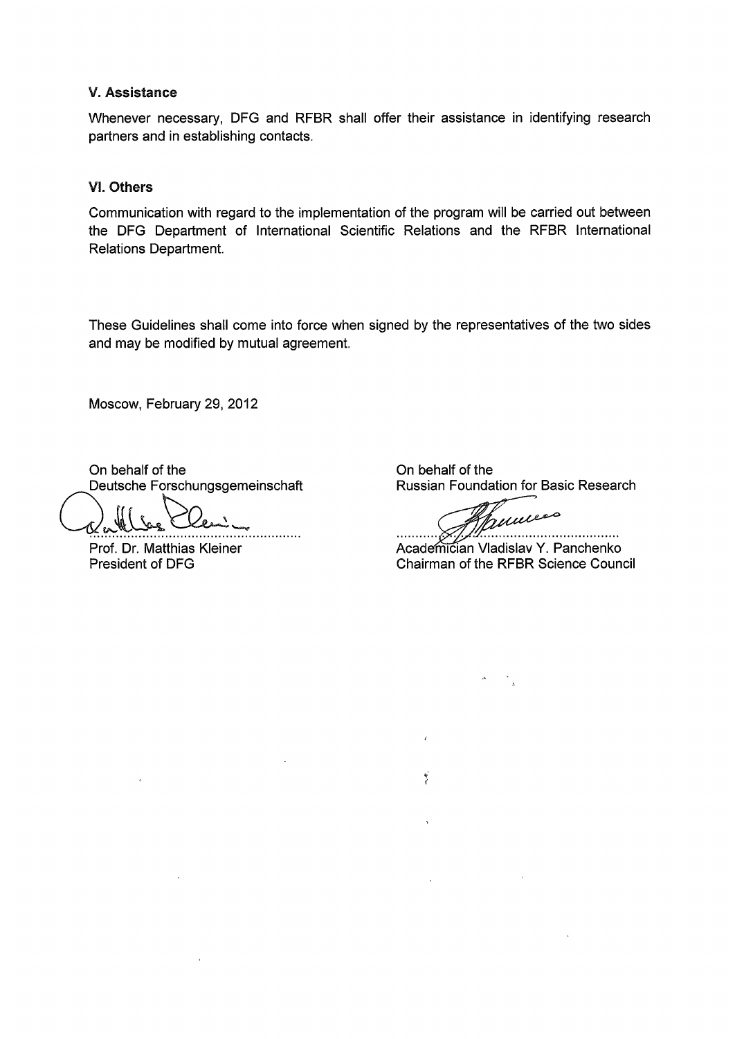### V. Assistance

Whenever necessary, DFG and RFBR shall offer their assistance in identifying research partners and in establishing contacts.

### VI. Others

Communication with regard to the implementation of the program will be carried out between the DFG Department of International Scientific Relations and the RFBR International Relations Department.

These Guidelines shall come into force when signed by the representatives of the two sides and may be modified by mutual agreement.

Moscow, February 29, 2012

On behalf of the
Deutsche Forschungsgemeinschaft

..............................................................

Prof. Dr. Matthias Kleiner
President of DFG

On behalf of the
Russian Foundation for Basic Research

..............................................................

Academician Vladislav Y. Panchenko
Chairman of the RFBR Science Council